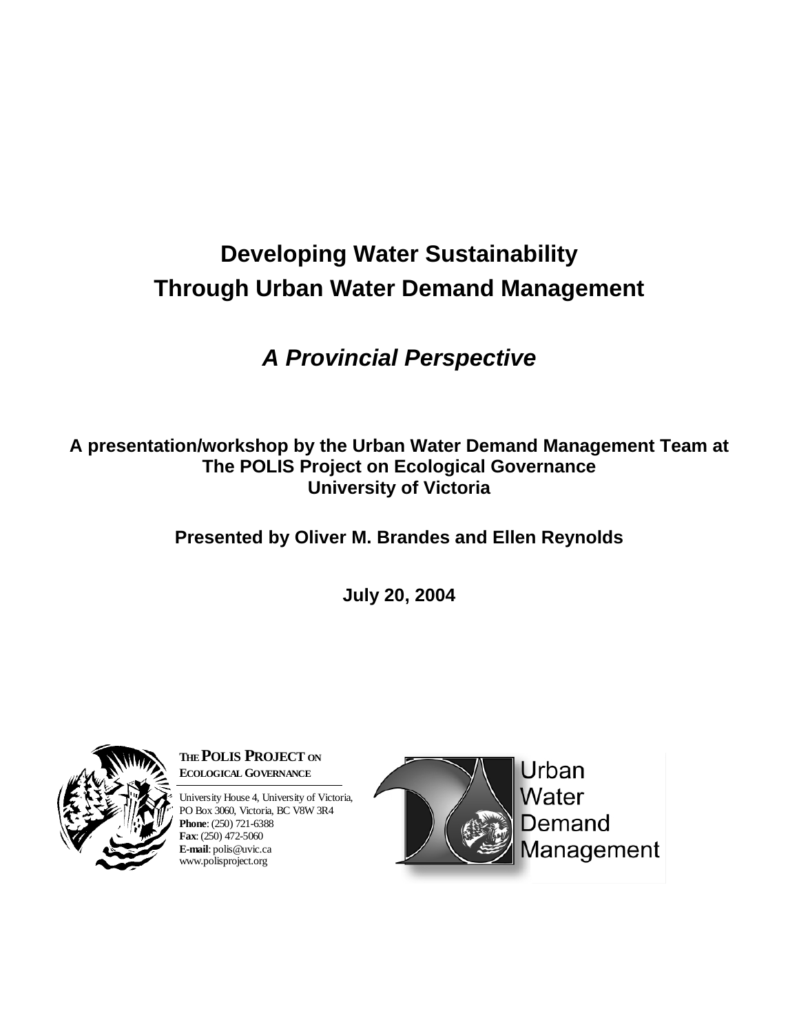# Developing Water Sustainability Through Urban Water Demand Management

## *A Provincial Perspective*

**A presentation/workshop by the Urban Water Demand Management Team at The POLIS Project on Ecological Governance University of Victoria**

**Presented by Oliver M. Brandes and Ellen Reynolds**

**July 20, 2004**

**THE POLIS PROJECT ON ECOLOGICAL GOVERNANCE**

University House 4, University of Victoria,
PO Box 3060, Victoria, BC V8W 3R4
**Phone**: (250) 721-6388
**Fax**: (250) 472-5060
**E-mail**: polis@uvic.ca
www.polisproject.org

Urban Water Demand Management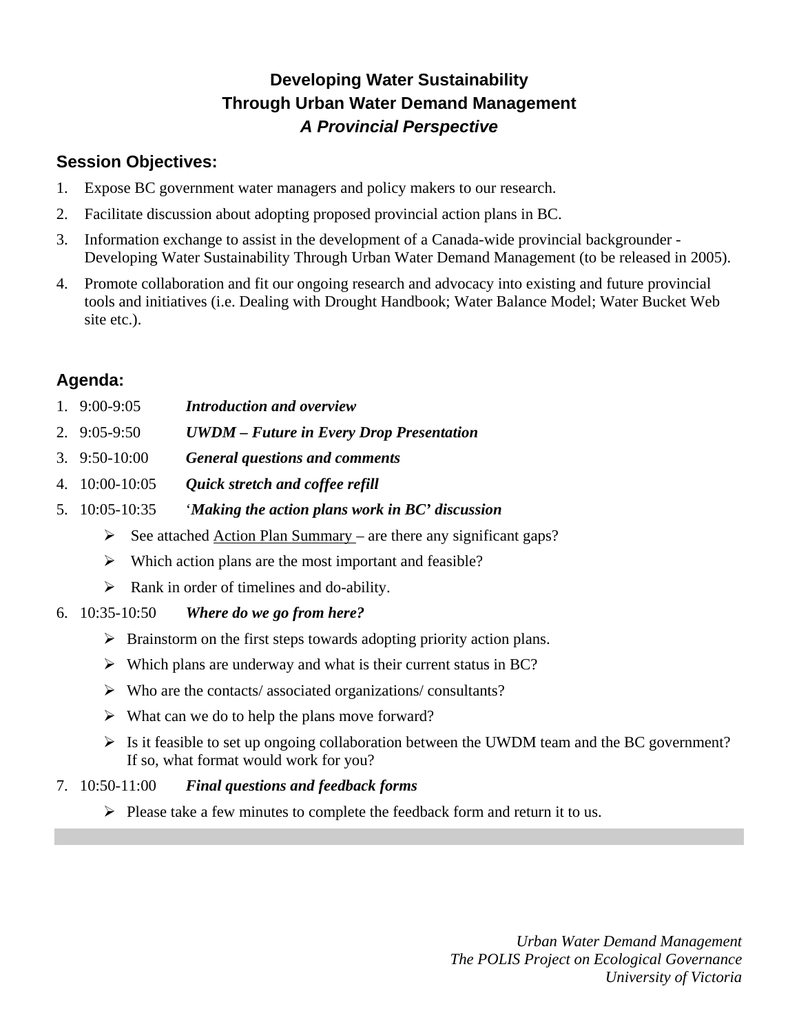# Developing Water Sustainability Through Urban Water Demand Management
## *A Provincial Perspective*

### Session Objectives:

1. Expose BC government water managers and policy makers to our research.
2. Facilitate discussion about adopting proposed provincial action plans in BC.
3. Information exchange to assist in the development of a Canada-wide provincial backgrounder - Developing Water Sustainability Through Urban Water Demand Management (to be released in 2005).
4. Promote collaboration and fit our ongoing research and advocacy into existing and future provincial tools and initiatives (i.e. Dealing with Drought Handbook; Water Balance Model; Water Bucket Web site etc.).

### Agenda:

1. 9:00-9:05 ***Introduction and overview***
2. 9:05-9:50 ***UWDM – Future in Every Drop Presentation***
3. 9:50-10:00 ***General questions and comments***
4. 10:00-10:05 ***Quick stretch and coffee refill***
5. 10:05-10:35 '***Making the action plans work in BC' discussion***
   - See attached Action Plan Summary – are there any significant gaps?
   - Which action plans are the most important and feasible?
   - Rank in order of timelines and do-ability.
6. 10:35-10:50 ***Where do we go from here?***
   - Brainstorm on the first steps towards adopting priority action plans.
   - Which plans are underway and what is their current status in BC?
   - Who are the contacts/ associated organizations/ consultants?
   - What can we do to help the plans move forward?
   - Is it feasible to set up ongoing collaboration between the UWDM team and the BC government? If so, what format would work for you?
7. 10:50-11:00 ***Final questions and feedback forms***
   - Please take a few minutes to complete the feedback form and return it to us.

*Urban Water Demand Management*
*The POLIS Project on Ecological Governance*
*University of Victoria*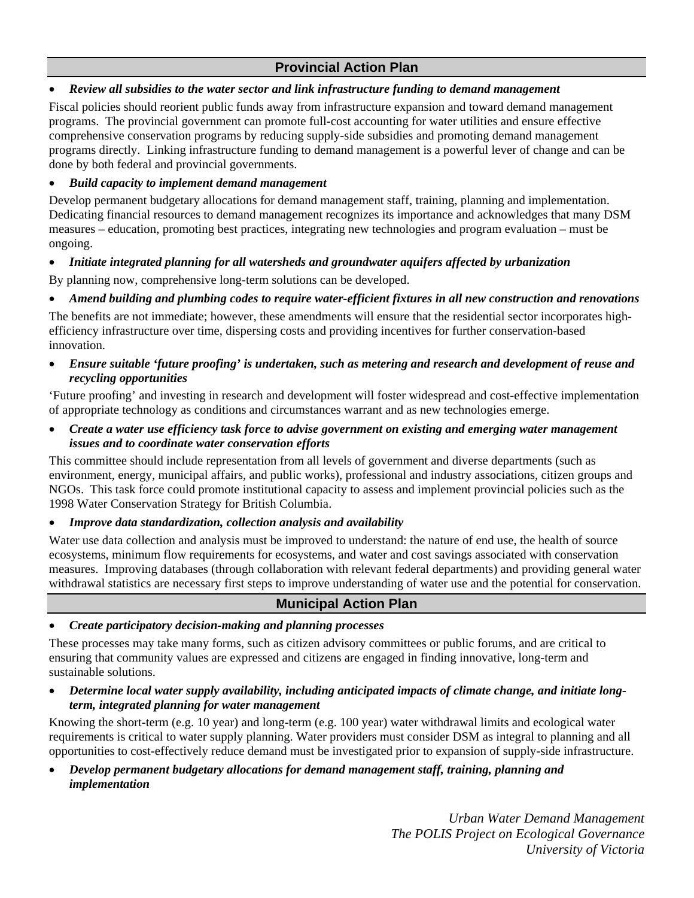## Provincial Action Plan

- ***Review all subsidies to the water sector and link infrastructure funding to demand management***

Fiscal policies should reorient public funds away from infrastructure expansion and toward demand management programs. The provincial government can promote full-cost accounting for water utilities and ensure effective comprehensive conservation programs by reducing supply-side subsidies and promoting demand management programs directly. Linking infrastructure funding to demand management is a powerful lever of change and can be done by both federal and provincial governments.

- ***Build capacity to implement demand management***

Develop permanent budgetary allocations for demand management staff, training, planning and implementation. Dedicating financial resources to demand management recognizes its importance and acknowledges that many DSM measures – education, promoting best practices, integrating new technologies and program evaluation – must be ongoing.

- ***Initiate integrated planning for all watersheds and groundwater aquifers affected by urbanization***

By planning now, comprehensive long-term solutions can be developed.

- ***Amend building and plumbing codes to require water-efficient fixtures in all new construction and renovations***

The benefits are not immediate; however, these amendments will ensure that the residential sector incorporates high-efficiency infrastructure over time, dispersing costs and providing incentives for further conservation-based innovation.

- ***Ensure suitable 'future proofing' is undertaken, such as metering and research and development of reuse and recycling opportunities***

'Future proofing' and investing in research and development will foster widespread and cost-effective implementation of appropriate technology as conditions and circumstances warrant and as new technologies emerge.

- ***Create a water use efficiency task force to advise government on existing and emerging water management issues and to coordinate water conservation efforts***

This committee should include representation from all levels of government and diverse departments (such as environment, energy, municipal affairs, and public works), professional and industry associations, citizen groups and NGOs. This task force could promote institutional capacity to assess and implement provincial policies such as the 1998 Water Conservation Strategy for British Columbia.

- ***Improve data standardization, collection analysis and availability***

Water use data collection and analysis must be improved to understand: the nature of end use, the health of source ecosystems, minimum flow requirements for ecosystems, and water and cost savings associated with conservation measures. Improving databases (through collaboration with relevant federal departments) and providing general water withdrawal statistics are necessary first steps to improve understanding of water use and the potential for conservation.

## Municipal Action Plan

- ***Create participatory decision-making and planning processes***

These processes may take many forms, such as citizen advisory committees or public forums, and are critical to ensuring that community values are expressed and citizens are engaged in finding innovative, long-term and sustainable solutions.

- ***Determine local water supply availability, including anticipated impacts of climate change, and initiate long-term, integrated planning for water management***

Knowing the short-term (e.g. 10 year) and long-term (e.g. 100 year) water withdrawal limits and ecological water requirements is critical to water supply planning. Water providers must consider DSM as integral to planning and all opportunities to cost-effectively reduce demand must be investigated prior to expansion of supply-side infrastructure.

- ***Develop permanent budgetary allocations for demand management staff, training, planning and implementation***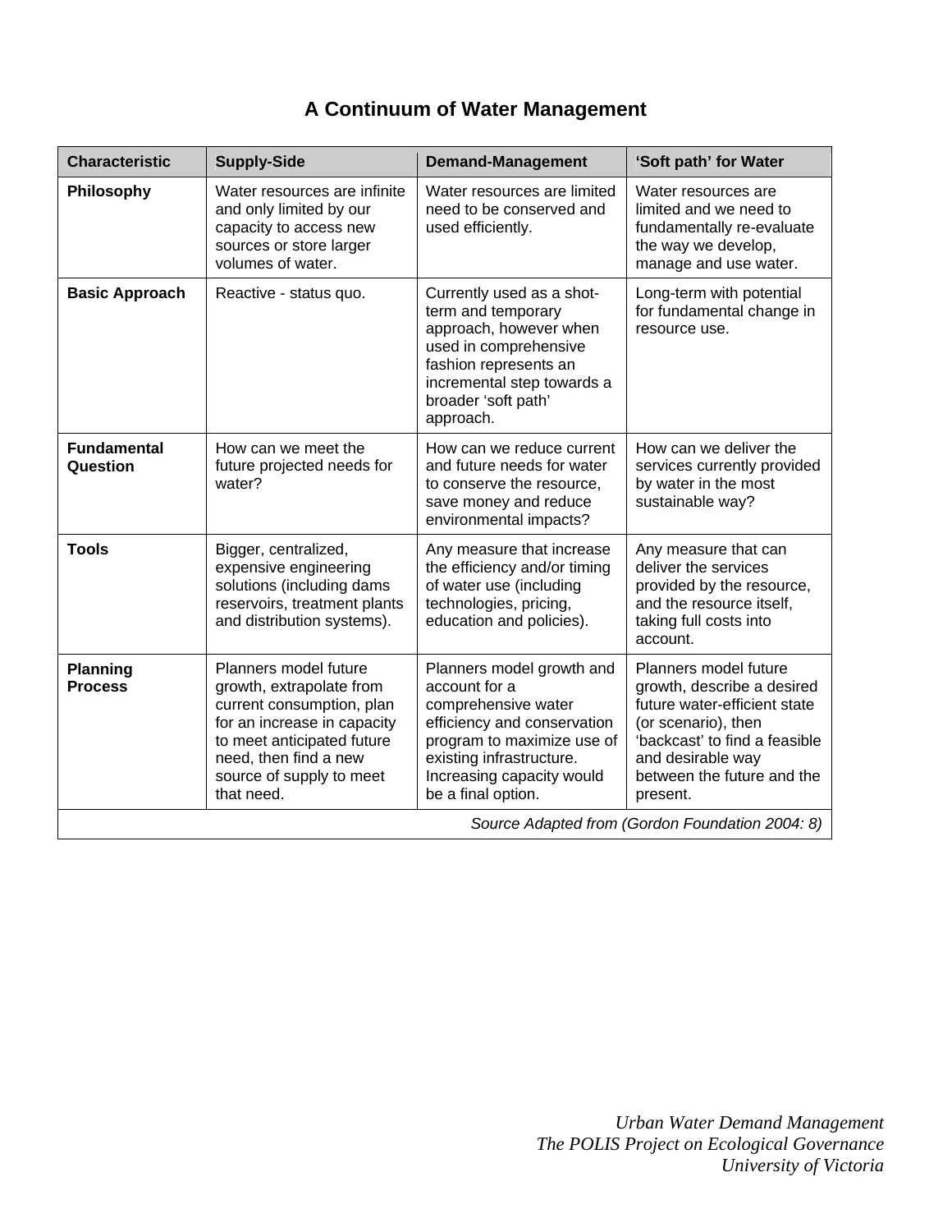# A Continuum of Water Management

| Characteristic | Supply-Side | Demand-Management | 'Soft path' for Water |
|---|---|---|---|
| **Philosophy** | Water resources are infinite and only limited by our capacity to access new sources or store larger volumes of water. | Water resources are limited need to be conserved and used efficiently. | Water resources are limited and we need to fundamentally re-evaluate the way we develop, manage and use water. |
| **Basic Approach** | Reactive - status quo. | Currently used as a shot-term and temporary approach, however when used in comprehensive fashion represents an incremental step towards a broader 'soft path' approach. | Long-term with potential for fundamental change in resource use. |
| **Fundamental Question** | How can we meet the future projected needs for water? | How can we reduce current and future needs for water to conserve the resource, save money and reduce environmental impacts? | How can we deliver the services currently provided by water in the most sustainable way? |
| **Tools** | Bigger, centralized, expensive engineering solutions (including dams reservoirs, treatment plants and distribution systems). | Any measure that increase the efficiency and/or timing of water use (including technologies, pricing, education and policies). | Any measure that can deliver the services provided by the resource, and the resource itself, taking full costs into account. |
| **Planning Process** | Planners model future growth, extrapolate from current consumption, plan for an increase in capacity to meet anticipated future need, then find a new source of supply to meet that need. | Planners model growth and account for a comprehensive water efficiency and conservation program to maximize use of existing infrastructure. Increasing capacity would be a final option. | Planners model future growth, describe a desired future water-efficient state (or scenario), then 'backcast' to find a feasible and desirable way between the future and the present. |

*Source Adapted from (Gordon Foundation 2004: 8)*